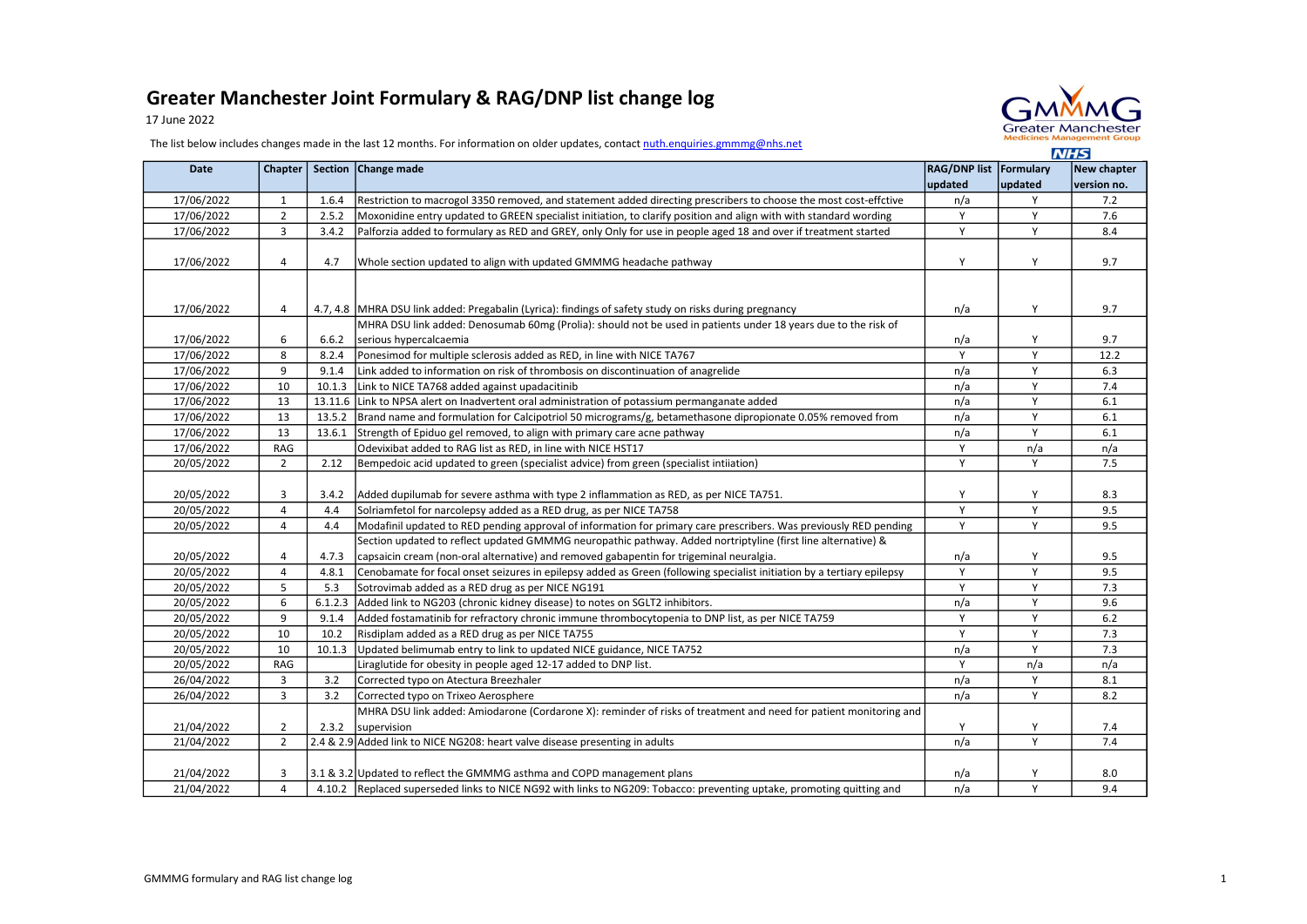# Greater Manchester Joint Formulary & RAG/DNP list change log

17 June 2022

The list below includes changes made in the last 12 months. For information on older updates, contact nuth.enquiries.gmmmg@nhs.net

| Date | Chapter | Section | Change made | RAG/DNP list updated | Formulary updated | New chapter version no. |
|---|---|---|---|---|---|---|
| 17/06/2022 | 1 | 1.6.4 | Restriction to macrogol 3350 removed, and statement added directing prescribers to choose the most cost-effctive | n/a | Y | 7.2 |
| 17/06/2022 | 2 | 2.5.2 | Moxonidine entry updated to GREEN specialist initiation, to clarify position and align with with standard wording | Y | Y | 7.6 |
| 17/06/2022 | 3 | 3.4.2 | Palforzia added to formulary as RED and GREY, only Only for use in people aged 18 and over if treatment started | Y | Y | 8.4 |
| 17/06/2022 | 4 | 4.7 | Whole section updated to align with updated GMMMG headache pathway | Y | Y | 9.7 |
| 17/06/2022 | 4 | 4.7, 4.8 | MHRA DSU link added: Pregabalin (Lyrica): findings of safety study on risks during pregnancy | n/a | Y | 9.7 |
| 17/06/2022 | 6 | 6.6.2 | MHRA DSU link added: Denosumab 60mg (Prolia): should not be used in patients under 18 years due to the risk of serious hypercalcaemia | n/a | Y | 9.7 |
| 17/06/2022 | 8 | 8.2.4 | Ponesimod for multiple sclerosis added as RED, in line with NICE TA767 | Y | Y | 12.2 |
| 17/06/2022 | 9 | 9.1.4 | Link added to information on risk of thrombosis on discontinuation of anagrelide | n/a | Y | 6.3 |
| 17/06/2022 | 10 | 10.1.3 | Link to NICE TA768 added against upadacitinib | n/a | Y | 7.4 |
| 17/06/2022 | 13 | 13.11.6 | Link to NPSA alert on Inadvertent oral administration of potassium permanganate added | n/a | Y | 6.1 |
| 17/06/2022 | 13 | 13.5.2 | Brand name and formulation for Calcipotriol 50 micrograms/g, betamethasone dipropionate 0.05% removed from | n/a | Y | 6.1 |
| 17/06/2022 | 13 | 13.6.1 | Strength of Epiduo gel removed, to align with primary care acne pathway | n/a | Y | 6.1 |
| 17/06/2022 | RAG | | Odevixibat added to RAG list as RED, in line with NICE HST17 | Y | n/a | n/a |
| 20/05/2022 | 2 | 2.12 | Bempedoic acid updated to green (specialist advice) from green (specialist intiiation) | Y | Y | 7.5 |
| 20/05/2022 | 3 | 3.4.2 | Added dupilumab for severe asthma with type 2 inflammation as RED, as per NICE TA751. | Y | Y | 8.3 |
| 20/05/2022 | 4 | 4.4 | Solriamfetol for narcolepsy added as a RED drug, as per NICE TA758 | Y | Y | 9.5 |
| 20/05/2022 | 4 | 4.4 | Modafinil updated to RED pending approval of information for primary care prescribers. Was previously RED pending | Y | Y | 9.5 |
| 20/05/2022 | 4 | 4.7.3 | Section updated to reflect updated GMMMG neuropathic pathway. Added nortriptyline (first line alternative) & capsaicin cream (non-oral alternative) and removed gabapentin for trigeminal neuralgia. | n/a | Y | 9.5 |
| 20/05/2022 | 4 | 4.8.1 | Cenobamate for focal onset seizures in epilepsy added as Green (following specialist initiation by a tertiary epilepsy | Y | Y | 9.5 |
| 20/05/2022 | 5 | 5.3 | Sotrovimab added as a RED drug as per NICE NG191 | Y | Y | 7.3 |
| 20/05/2022 | 6 | 6.1.2.3 | Added link to NG203 (chronic kidney disease) to notes on SGLT2 inhibitors. | n/a | Y | 9.6 |
| 20/05/2022 | 9 | 9.1.4 | Added fostamatinib for refractory chronic immune thrombocytopenia to DNP list, as per NICE TA759 | Y | Y | 6.2 |
| 20/05/2022 | 10 | 10.2 | Risdiplam added as a RED drug as per NICE TA755 | Y | Y | 7.3 |
| 20/05/2022 | 10 | 10.1.3 | Updated belimumab entry to link to updated NICE guidance, NICE TA752 | n/a | Y | 7.3 |
| 20/05/2022 | RAG | | Liraglutide for obesity in people aged 12-17 added to DNP list. | Y | n/a | n/a |
| 26/04/2022 | 3 | 3.2 | Corrected typo on Atectura Breezhaler | n/a | Y | 8.1 |
| 26/04/2022 | 3 | 3.2 | Corrected typo on Trixeo Aerosphere | n/a | Y | 8.2 |
| 21/04/2022 | 2 | 2.3.2 | MHRA DSU link added: Amiodarone (Cordarone X): reminder of risks of treatment and need for patient monitoring and supervision | Y | Y | 7.4 |
| 21/04/2022 | 2 | 2.4 & 2.9 | Added link to NICE NG208: heart valve disease presenting in adults | n/a | Y | 7.4 |
| 21/04/2022 | 3 | 3.1 & 3.2 | Updated to reflect the GMMMG asthma and COPD management plans | n/a | Y | 8.0 |
| 21/04/2022 | 4 | 4.10.2 | Replaced superseded links to NICE NG92 with links to NG209: Tobacco: preventing uptake, promoting quitting and | n/a | Y | 9.4 |

GMMMG formulary and RAG list change log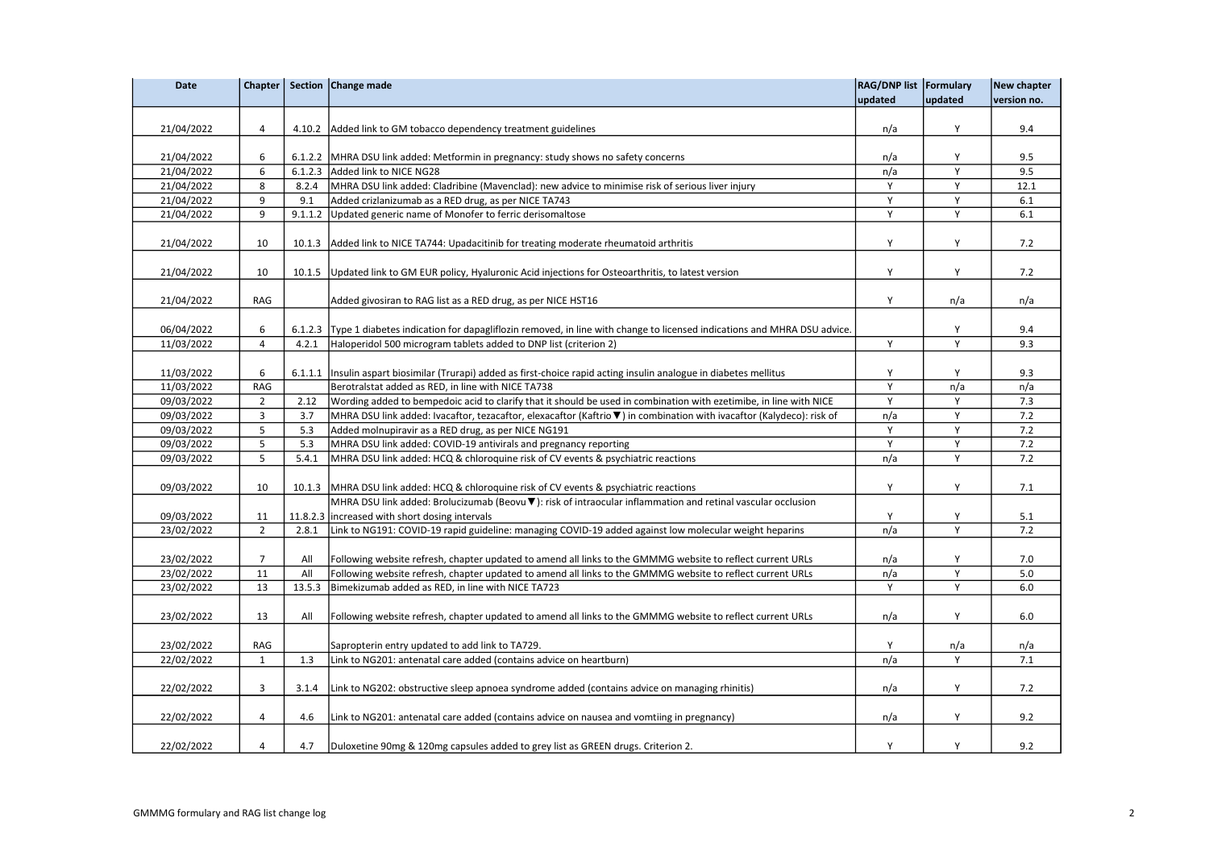| Date | Chapter | Section | Change made | RAG/DNP list updated | Formulary updated | New chapter version no. |
|---|---|---|---|---|---|---|
| 21/04/2022 | 4 | 4.10.2 | Added link to GM tobacco dependency treatment guidelines | n/a | Y | 9.4 |
| 21/04/2022 | 6 | 6.1.2.2 | MHRA DSU link added: Metformin in pregnancy: study shows no safety concerns | n/a | Y | 9.5 |
| 21/04/2022 | 6 | 6.1.2.3 | Added link to NICE NG28 | n/a | Y | 9.5 |
| 21/04/2022 | 8 | 8.2.4 | MHRA DSU link added: Cladribine (Mavenclad): new advice to minimise risk of serious liver injury | Y | Y | 12.1 |
| 21/04/2022 | 9 | 9.1 | Added crizlanizumab as a RED drug, as per NICE TA743 | Y | Y | 6.1 |
| 21/04/2022 | 9 | 9.1.1.2 | Updated generic name of Monofer to ferric derisomaltose | Y | Y | 6.1 |
| 21/04/2022 | 10 | 10.1.3 | Added link to NICE TA744: Upadacitinib for treating moderate rheumatoid arthritis | Y | Y | 7.2 |
| 21/04/2022 | 10 | 10.1.5 | Updated link to GM EUR policy, Hyaluronic Acid injections for Osteoarthritis, to latest version | Y | Y | 7.2 |
| 21/04/2022 | RAG | | Added givosiran to RAG list as a RED drug, as per NICE HST16 | Y | n/a | n/a |
| 06/04/2022 | 6 | 6.1.2.3 | Type 1 diabetes indication for dapagliflozin removed, in line with change to licensed indications and MHRA DSU advice. | | Y | 9.4 |
| 11/03/2022 | 4 | 4.2.1 | Haloperidol 500 microgram tablets added to DNP list (criterion 2) | Y | Y | 9.3 |
| 11/03/2022 | 6 | 6.1.1.1 | Insulin aspart biosimilar (Trurapi) added as first-choice rapid acting insulin analogue in diabetes mellitus | Y | Y | 9.3 |
| 11/03/2022 | RAG | | Berotralstat added as RED, in line with NICE TA738 | Y | n/a | n/a |
| 09/03/2022 | 2 | 2.12 | Wording added to bempedoic acid to clarify that it should be used in combination with ezetimibe, in line with NICE | Y | Y | 7.3 |
| 09/03/2022 | 3 | 3.7 | MHRA DSU link added: Ivacaftor, tezacaftor, elexacaftor (Kaftrio ▼) in combination with ivacaftor (Kalydeco): risk of | n/a | Y | 7.2 |
| 09/03/2022 | 5 | 5.3 | Added molnupiravir as a RED drug, as per NICE NG191 | Y | Y | 7.2 |
| 09/03/2022 | 5 | 5.3 | MHRA DSU link added: COVID-19 antivirals and pregnancy reporting | Y | Y | 7.2 |
| 09/03/2022 | 5 | 5.4.1 | MHRA DSU link added: HCQ & chloroquine risk of CV events & psychiatric reactions | n/a | Y | 7.2 |
| 09/03/2022 | 10 | 10.1.3 | MHRA DSU link added: HCQ & chloroquine risk of CV events & psychiatric reactions | Y | Y | 7.1 |
| 09/03/2022 | 11 | 11.8.2.3 | MHRA DSU link added: Brolucizumab (Beovu ▼): risk of intraocular inflammation and retinal vascular occlusion increased with short dosing intervals | Y | Y | 5.1 |
| 23/02/2022 | 2 | 2.8.1 | Link to NG191: COVID-19 rapid guideline: managing COVID-19 added against low molecular weight heparins | n/a | Y | 7.2 |
| 23/02/2022 | 7 | All | Following website refresh, chapter updated to amend all links to the GMMMG website to reflect current URLs | n/a | Y | 7.0 |
| 23/02/2022 | 11 | All | Following website refresh, chapter updated to amend all links to the GMMMG website to reflect current URLs | n/a | Y | 5.0 |
| 23/02/2022 | 13 | 13.5.3 | Bimekizumab added as RED, in line with NICE TA723 | Y | Y | 6.0 |
| 23/02/2022 | 13 | All | Following website refresh, chapter updated to amend all links to the GMMMG website to reflect current URLs | n/a | Y | 6.0 |
| 23/02/2022 | RAG | | Sapropterin entry updated to add link to TA729. | Y | n/a | n/a |
| 22/02/2022 | 1 | 1.3 | Link to NG201: antenatal care added (contains advice on heartburn) | n/a | Y | 7.1 |
| 22/02/2022 | 3 | 3.1.4 | Link to NG202: obstructive sleep apnoea syndrome added (contains advice on managing rhinitis) | n/a | Y | 7.2 |
| 22/02/2022 | 4 | 4.6 | Link to NG201: antenatal care added (contains advice on nausea and vomtiing in pregnancy) | n/a | Y | 9.2 |
| 22/02/2022 | 4 | 4.7 | Duloxetine 90mg & 120mg capsules added to grey list as GREEN drugs. Criterion 2. | Y | Y | 9.2 |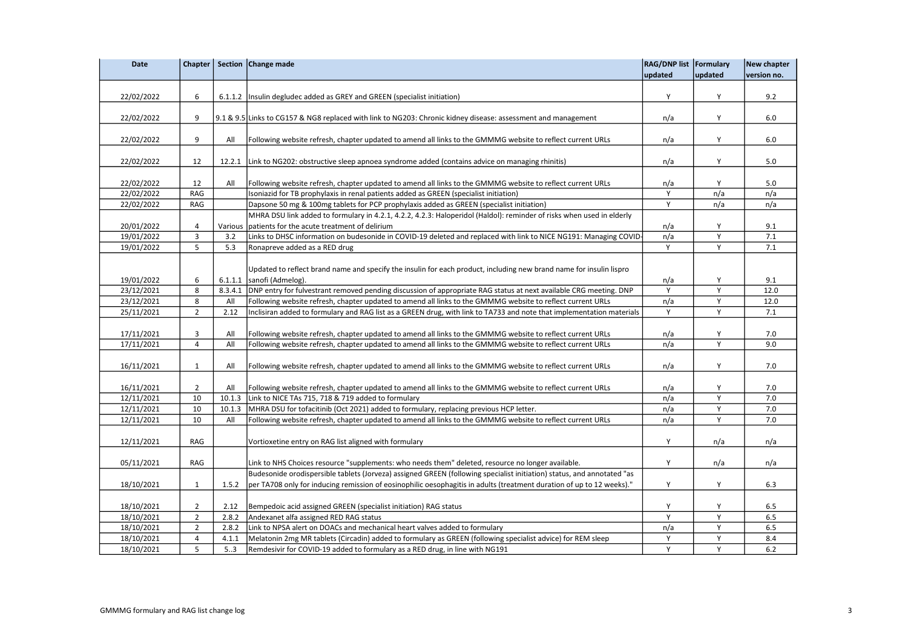| Date | Chapter | Section | Change made | RAG/DNP list updated | Formulary updated | New chapter version no. |
|---|---|---|---|---|---|---|
| 22/02/2022 | 6 | 6.1.1.2 | Insulin degludec added as GREY and GREEN (specialist initiation) | Y | Y | 9.2 |
| 22/02/2022 | 9 | 9.1 & 9.5 | Links to CG157 & NG8 replaced with link to NG203: Chronic kidney disease: assessment and management | n/a | Y | 6.0 |
| 22/02/2022 | 9 | All | Following website refresh, chapter updated to amend all links to the GMMMG website to reflect current URLs | n/a | Y | 6.0 |
| 22/02/2022 | 12 | 12.2.1 | Link to NG202: obstructive sleep apnoea syndrome added (contains advice on managing rhinitis) | n/a | Y | 5.0 |
| 22/02/2022 | 12 | All | Following website refresh, chapter updated to amend all links to the GMMMG website to reflect current URLs | n/a | Y | 5.0 |
| 22/02/2022 | RAG | | Isoniazid for TB prophylaxis in renal patients added as GREEN (specialist initiation) | Y | n/a | n/a |
| 22/02/2022 | RAG | | Dapsone 50 mg & 100mg tablets for PCP prophylaxis added as GREEN (specialist initiation) | Y | n/a | n/a |
| 20/01/2022 | 4 | Various | MHRA DSU link added to formulary in 4.2.1, 4.2.2, 4.2.3: Haloperidol (Haldol): reminder of risks when used in elderly patients for the acute treatment of delirium | n/a | Y | 9.1 |
| 19/01/2022 | 3 | 3.2 | Links to DHSC information on budesonide in COVID-19 deleted and replaced with link to NICE NG191: Managing COVID- | n/a | Y | 7.1 |
| 19/01/2022 | 5 | 5.3 | Ronapreve added as a RED drug | Y | Y | 7.1 |
| 19/01/2022 | 6 | 6.1.1.1 | Updated to reflect brand name and specify the insulin for each product, including new brand name for insulin lispro sanofi (Admelog). | n/a | Y | 9.1 |
| 23/12/2021 | 8 | 8.3.4.1 | DNP entry for fulvestrant removed pending discussion of appropriate RAG status at next available CRG meeting. DNP | Y | Y | 12.0 |
| 23/12/2021 | 8 | All | Following website refresh, chapter updated to amend all links to the GMMMG website to reflect current URLs | n/a | Y | 12.0 |
| 25/11/2021 | 2 | 2.12 | Inclisiran added to formulary and RAG list as a GREEN drug, with link to TA733 and note that implementation materials | Y | Y | 7.1 |
| 17/11/2021 | 3 | All | Following website refresh, chapter updated to amend all links to the GMMMG website to reflect current URLs | n/a | Y | 7.0 |
| 17/11/2021 | 4 | All | Following website refresh, chapter updated to amend all links to the GMMMG website to reflect current URLs | n/a | Y | 9.0 |
| 16/11/2021 | 1 | All | Following website refresh, chapter updated to amend all links to the GMMMG website to reflect current URLs | n/a | Y | 7.0 |
| 16/11/2021 | 2 | All | Following website refresh, chapter updated to amend all links to the GMMMG website to reflect current URLs | n/a | Y | 7.0 |
| 12/11/2021 | 10 | 10.1.3 | Link to NICE TAs 715, 718 & 719 added to formulary | n/a | Y | 7.0 |
| 12/11/2021 | 10 | 10.1.3 | MHRA DSU for tofacitinib (Oct 2021) added to formulary, replacing previous HCP letter. | n/a | Y | 7.0 |
| 12/11/2021 | 10 | All | Following website refresh, chapter updated to amend all links to the GMMMG website to reflect current URLs | n/a | Y | 7.0 |
| 12/11/2021 | RAG | | Vortioxetine entry on RAG list aligned with formulary | Y | n/a | n/a |
| 05/11/2021 | RAG | | Link to NHS Choices resource "supplements: who needs them" deleted, resource no longer available. | Y | n/a | n/a |
| 18/10/2021 | 1 | 1.5.2 | Budesonide orodispersible tablets (Jorveza) assigned GREEN (following specialist initiation) status, and annotated "as per TA708 only for inducing remission of eosinophilic oesophagitis in adults (treatment duration of up to 12 weeks)." | Y | Y | 6.3 |
| 18/10/2021 | 2 | 2.12 | Bempedoic acid assigned GREEN (specialist initiation) RAG status | Y | Y | 6.5 |
| 18/10/2021 | 2 | 2.8.2 | Andexanet alfa assigned RED RAG status | Y | Y | 6.5 |
| 18/10/2021 | 2 | 2.8.2 | Link to NPSA alert on DOACs and mechanical heart valves added to formulary | n/a | Y | 6.5 |
| 18/10/2021 | 4 | 4.1.1 | Melatonin 2mg MR tablets (Circadin) added to formulary as GREEN (following specialist advice) for REM sleep | Y | Y | 8.4 |
| 18/10/2021 | 5 | 5..3 | Remdesivir for COVID-19 added to formulary as a RED drug, in line with NG191 | Y | Y | 6.2 |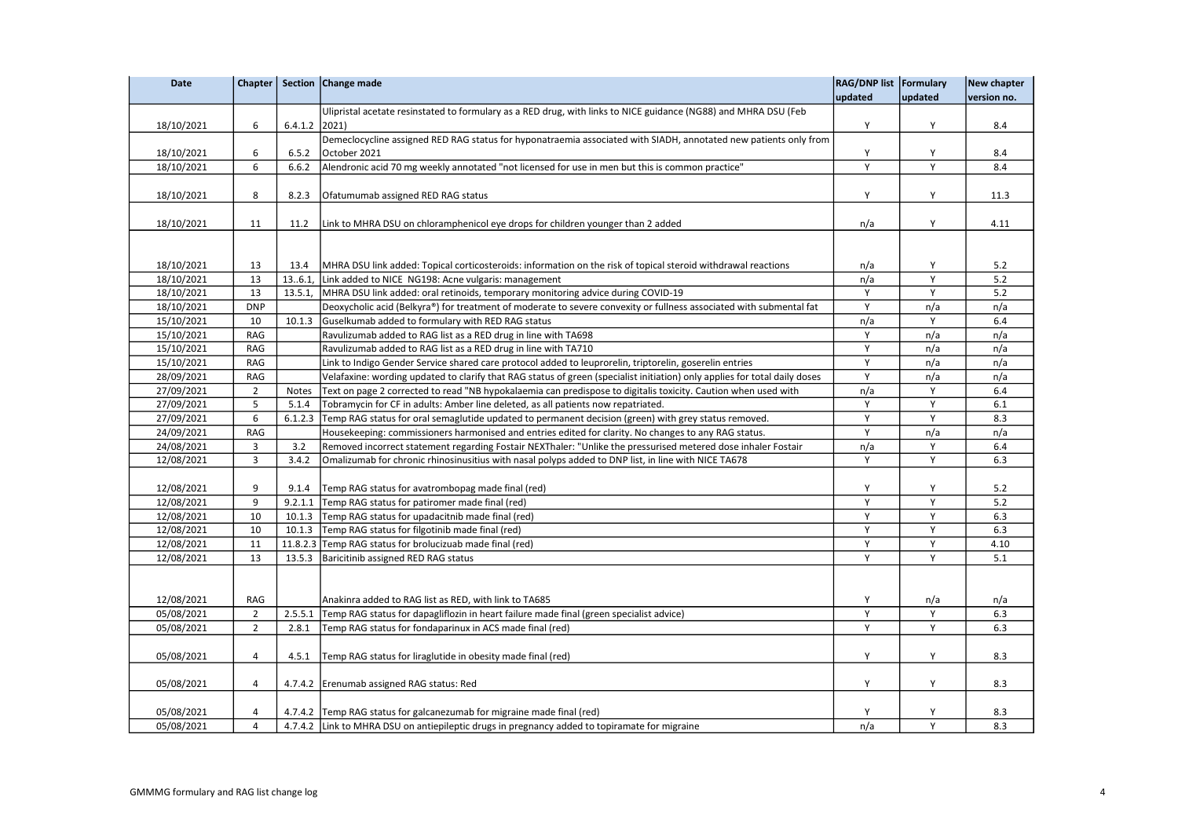| Date | Chapter | Section | Change made | RAG/DNP list updated | Formulary updated | New chapter version no. |
|---|---|---|---|---|---|---|
| 18/10/2021 | 6 | 6.4.1.2 | Ulipristal acetate resinstated to formulary as a RED drug, with links to NICE guidance (NG88) and MHRA DSU (Feb 2021) | Y | Y | 8.4 |
| 18/10/2021 | 6 | 6.5.2 | Demeclocycline assigned RED RAG status for hyponatraemia associated with SIADH, annotated new patients only from October 2021 | Y | Y | 8.4 |
| 18/10/2021 | 6 | 6.6.2 | Alendronic acid 70 mg weekly annotated "not licensed for use in men but this is common practice" | Y | Y | 8.4 |
| 18/10/2021 | 8 | 8.2.3 | Ofatumumab assigned RED RAG status | Y | Y | 11.3 |
| 18/10/2021 | 11 | 11.2 | Link to MHRA DSU on chloramphenicol eye drops for children younger than 2 added | n/a | Y | 4.11 |
| 18/10/2021 | 13 | 13.4 | MHRA DSU link added: Topical corticosteroids: information on the risk of topical steroid withdrawal reactions | n/a | Y | 5.2 |
| 18/10/2021 | 13 | 13..6.1, | Link added to NICE NG198: Acne vulgaris: management | n/a | Y | 5.2 |
| 18/10/2021 | 13 | 13.5.1, | MHRA DSU link added: oral retinoids, temporary monitoring advice during COVID-19 | Y | Y | 5.2 |
| 18/10/2021 | DNP | | Deoxycholic acid (Belkyra®) for treatment of moderate to severe convexity or fullness associated with submental fat | Y | n/a | n/a |
| 15/10/2021 | 10 | 10.1.3 | Guselkumab added to formulary with RED RAG status | n/a | Y | 6.4 |
| 15/10/2021 | RAG | | Ravulizumab added to RAG list as a RED drug in line with TA698 | Y | n/a | n/a |
| 15/10/2021 | RAG | | Ravulizumab added to RAG list as a RED drug in line with TA710 | Y | n/a | n/a |
| 15/10/2021 | RAG | | Link to Indigo Gender Service shared care protocol added to leuprorelin, triptorelin, goserelin entries | Y | n/a | n/a |
| 28/09/2021 | RAG | | Velafaxine: wording updated to clarify that RAG status of green (specialist initiation) only applies for total daily doses | Y | n/a | n/a |
| 27/09/2021 | 2 | Notes | Text on page 2 corrected to read "NB hypokalaemia can predispose to digitalis toxicity. Caution when used with | n/a | Y | 6.4 |
| 27/09/2021 | 5 | 5.1.4 | Tobramycin for CF in adults: Amber line deleted, as all patients now repatriated. | Y | Y | 6.1 |
| 27/09/2021 | 6 | 6.1.2.3 | Temp RAG status for oral semaglutide updated to permanent decision (green) with grey status removed. | Y | Y | 8.3 |
| 24/09/2021 | RAG | | Housekeeping: commissioners harmonised and entries edited for clarity. No changes to any RAG status. | Y | n/a | n/a |
| 24/08/2021 | 3 | 3.2 | Removed incorrect statement regarding Fostair NEXThaler: "Unlike the pressurised metered dose inhaler Fostair | n/a | Y | 6.4 |
| 12/08/2021 | 3 | 3.4.2 | Omalizumab for chronic rhinosinusitius with nasal polyps added to DNP list, in line with NICE TA678 | Y | Y | 6.3 |
| 12/08/2021 | 9 | 9.1.4 | Temp RAG status for avatrombopag made final (red) | Y | Y | 5.2 |
| 12/08/2021 | 9 | 9.2.1.1 | Temp RAG status for patiromer made final (red) | Y | Y | 5.2 |
| 12/08/2021 | 10 | 10.1.3 | Temp RAG status for upadacitnib made final (red) | Y | Y | 6.3 |
| 12/08/2021 | 10 | 10.1.3 | Temp RAG status for filgotinib made final (red) | Y | Y | 6.3 |
| 12/08/2021 | 11 | 11.8.2.3 | Temp RAG status for brolucizuab made final (red) | Y | Y | 4.10 |
| 12/08/2021 | 13 | 13.5.3 | Baricitinib assigned RED RAG status | Y | Y | 5.1 |
| 12/08/2021 | RAG | | Anakinra added to RAG list as RED, with link to TA685 | Y | n/a | n/a |
| 05/08/2021 | 2 | 2.5.5.1 | Temp RAG status for dapagliflozin in heart failure made final (green specialist advice) | Y | Y | 6.3 |
| 05/08/2021 | 2 | 2.8.1 | Temp RAG status for fondaparinux in ACS made final (red) | Y | Y | 6.3 |
| 05/08/2021 | 4 | 4.5.1 | Temp RAG status for liraglutide in obesity made final (red) | Y | Y | 8.3 |
| 05/08/2021 | 4 | 4.7.4.2 | Erenumab assigned RAG status: Red | Y | Y | 8.3 |
| 05/08/2021 | 4 | 4.7.4.2 | Temp RAG status for galcanezumab for migraine made final (red) | Y | Y | 8.3 |
| 05/08/2021 | 4 | 4.7.4.2 | Link to MHRA DSU on antiepileptic drugs in pregnancy added to topiramate for migraine | n/a | Y | 8.3 |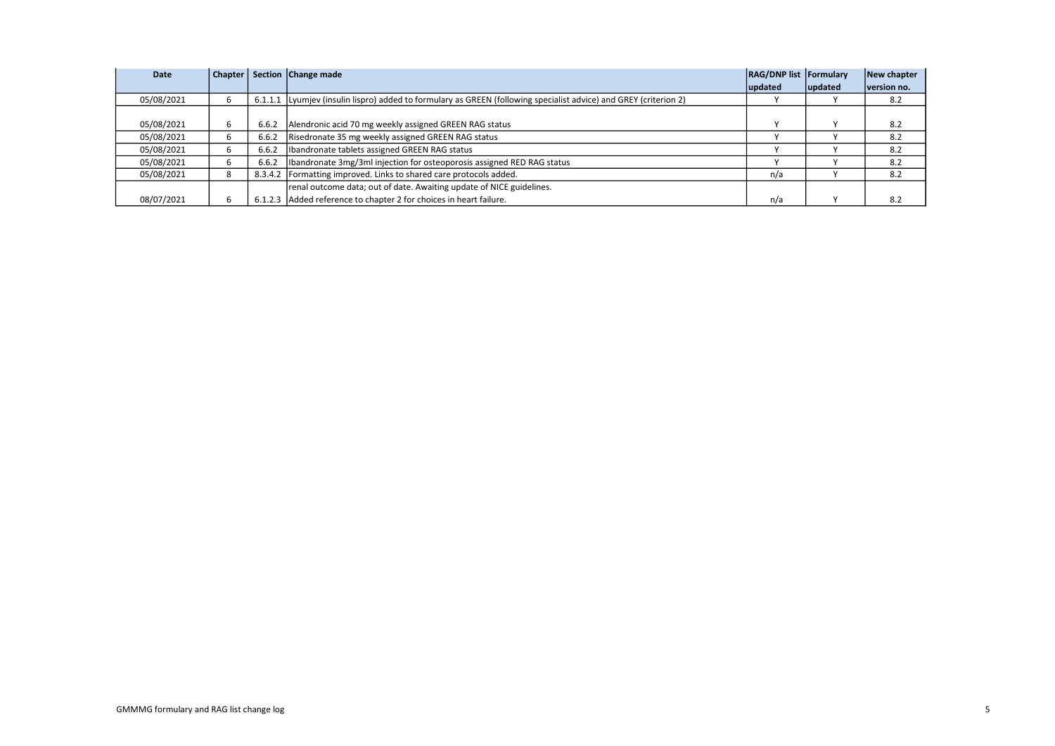| Date | Chapter | Section | Change made | RAG/DNP list updated | Formulary updated | New chapter version no. |
|---|---|---|---|---|---|---|
| 05/08/2021 | 6 | 6.1.1.1 | Lyumjev (insulin lispro) added to formulary as GREEN (following specialist advice) and GREY (criterion 2) | Y | Y | 8.2 |
| 05/08/2021 | 6 | 6.6.2 | Alendronic acid 70 mg weekly assigned GREEN RAG status | Y | Y | 8.2 |
| 05/08/2021 | 6 | 6.6.2 | Risedronate 35 mg weekly assigned GREEN RAG status | Y | Y | 8.2 |
| 05/08/2021 | 6 | 6.6.2 | Ibandronate tablets assigned GREEN RAG status | Y | Y | 8.2 |
| 05/08/2021 | 6 | 6.6.2 | Ibandronate 3mg/3ml injection for osteoporosis assigned RED RAG status | Y | Y | 8.2 |
| 05/08/2021 | 8 | 8.3.4.2 | Formatting improved. Links to shared care protocols added. | n/a | Y | 8.2 |
| 08/07/2021 | 6 | 6.1.2.3 | renal outcome data; out of date. Awaiting update of NICE guidelines. Added reference to chapter 2 for choices in heart failure. | n/a | Y | 8.2 |

GMMMG formulary and RAG list change log